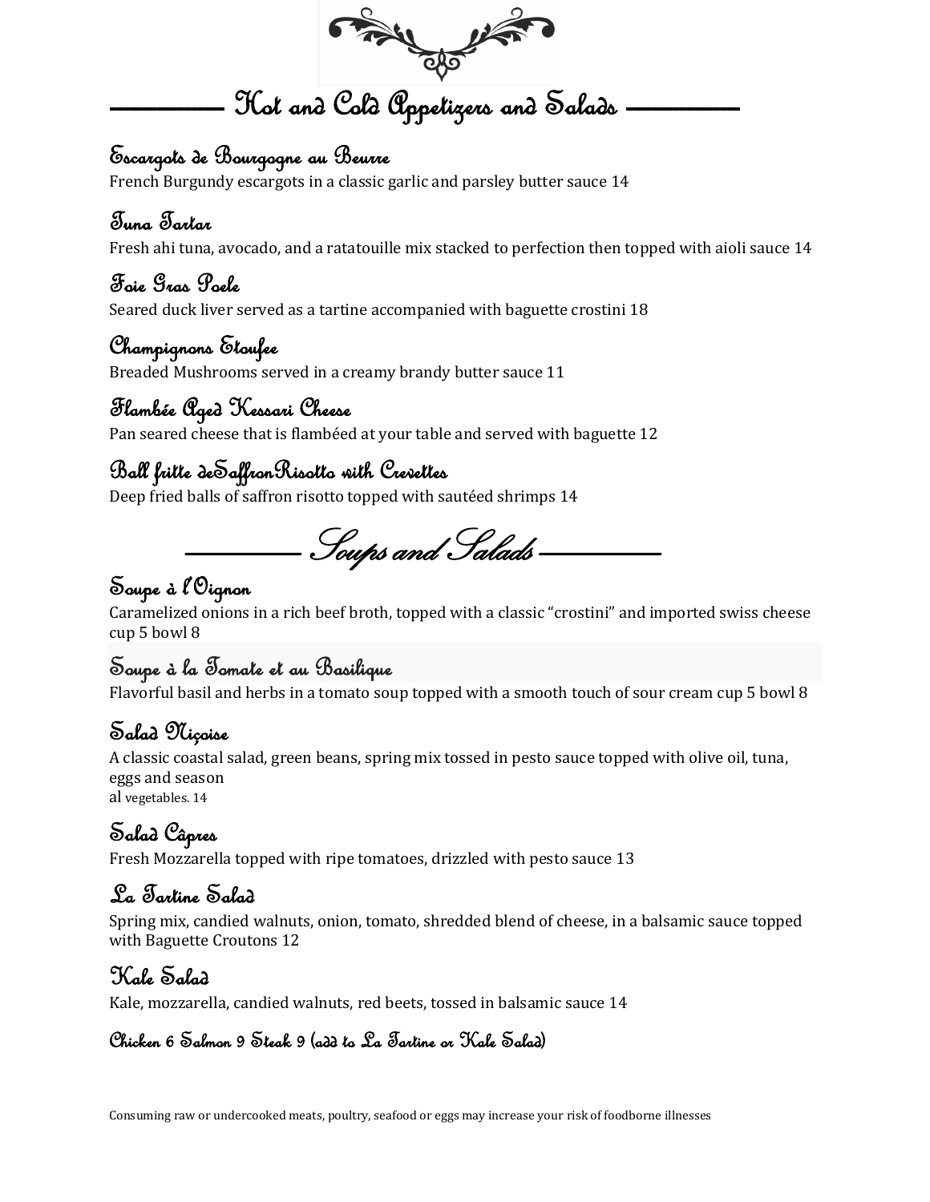# Hot and Cold Appetizers and Salads

### Escargots de Bourgogne au Beurre
French Burgundy escargots in a classic garlic and parsley butter sauce 14

### Tuna Tartar
Fresh ahi tuna, avocado, and a ratatouille mix stacked to perfection then topped with aioli sauce 14

### Foie Gras Poele
Seared duck liver served as a tartine accompanied with baguette crostini 18

### Champignons Etoufee
Breaded Mushrooms served in a creamy brandy butter sauce 11

### Flambée Aged Kessari Cheese
Pan seared cheese that is flambéed at your table and served with baguette 12

### Ball fritte deSaffronRisotto with Crevettes
Deep fried balls of saffron risotto topped with sautéed shrimps 14

# Soups and Salads

### Soupe à l'Oignon
Caramelized onions in a rich beef broth, topped with a classic "crostini" and imported swiss cheese cup 5 bowl 8

### Soupe à la Tomate et au Basilique
Flavorful basil and herbs in a tomato soup topped with a smooth touch of sour cream cup 5 bowl 8

### Salad Niçoise
A classic coastal salad, green beans, spring mix tossed in pesto sauce topped with olive oil, tuna, eggs and season
al vegetables. 14

### Salad Câpres
Fresh Mozzarella topped with ripe tomatoes, drizzled with pesto sauce 13

### La Tartine Salad
Spring mix, candied walnuts, onion, tomato, shredded blend of cheese, in a balsamic sauce topped with Baguette Croutons 12

### Kale Salad
Kale, mozzarella, candied walnuts, red beets, tossed in balsamic sauce 14

**Chicken 6 Salmon 9 Steak 9 (add to La Tartine or Kale Salad)**

Consuming raw or undercooked meats, poultry, seafood or eggs may increase your risk of foodborne illnesses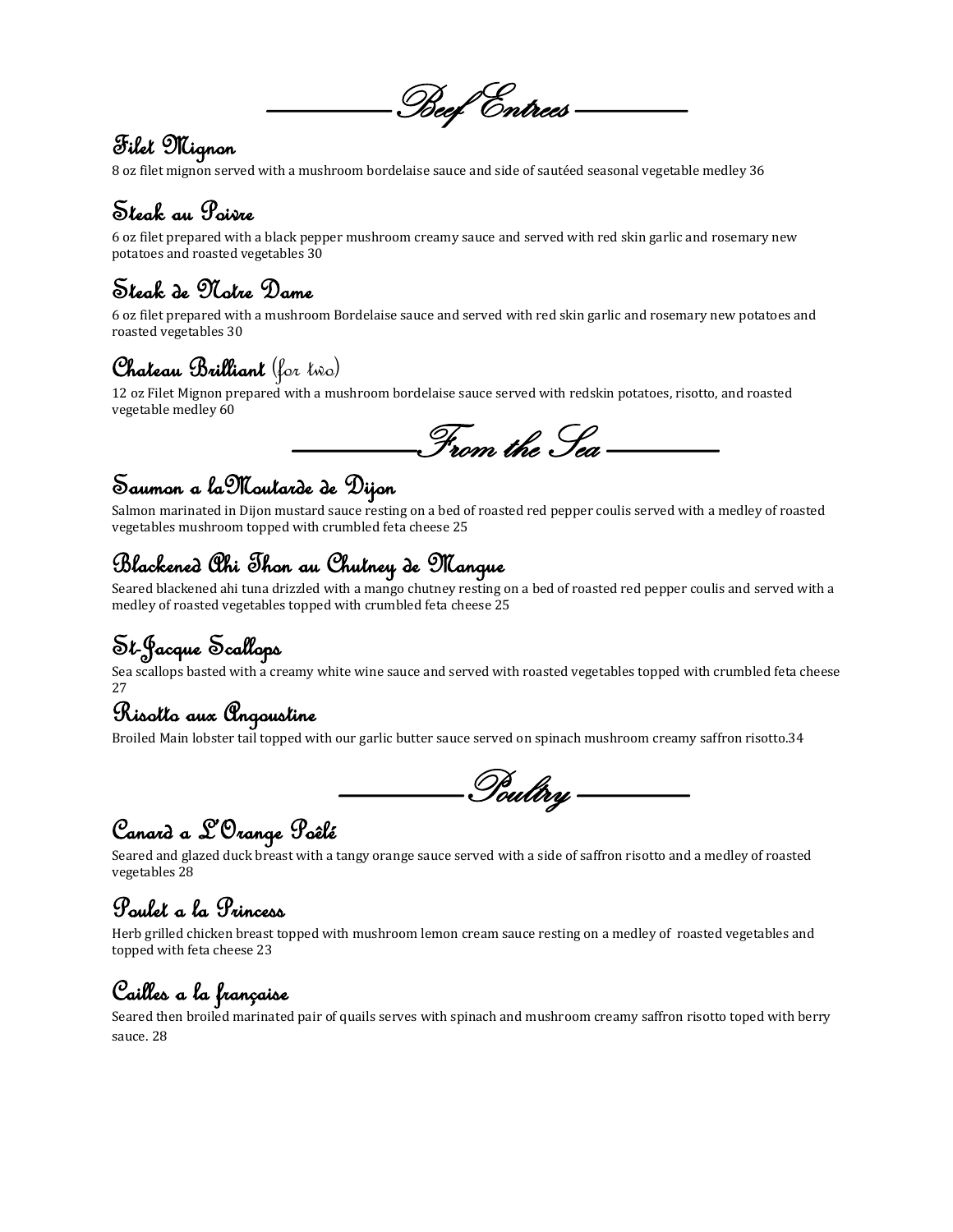## Beef Entrees

### Filet Mignon

8 oz filet mignon served with a mushroom bordelaise sauce and side of sautéed seasonal vegetable medley 36

### Steak au Poivre

6 oz filet prepared with a black pepper mushroom creamy sauce and served with red skin garlic and rosemary new potatoes and roasted vegetables 30

### Steak de Notre Dame

6 oz filet prepared with a mushroom Bordelaise sauce and served with red skin garlic and rosemary new potatoes and roasted vegetables 30

### Chateau Brilliant (for two)

12 oz Filet Mignon prepared with a mushroom bordelaise sauce served with redskin potatoes, risotto, and roasted vegetable medley 60

## From the Sea

### Saumon a laMoutarde de Dijon

Salmon marinated in Dijon mustard sauce resting on a bed of roasted red pepper coulis served with a medley of roasted vegetables mushroom topped with crumbled feta cheese 25

### Blackened Ahi Thon au Chutney de Mangue

Seared blackened ahi tuna drizzled with a mango chutney resting on a bed of roasted red pepper coulis and served with a medley of roasted vegetables topped with crumbled feta cheese 25

### St-Jacque Scallops

Sea scallops basted with a creamy white wine sauce and served with roasted vegetables topped with crumbled feta cheese 27

### Risotto aux Angoustine

Broiled Main lobster tail topped with our garlic butter sauce served on spinach mushroom creamy saffron risotto.34

## Poultry

### Canard a L'Orange Poêlé

Seared and glazed duck breast with a tangy orange sauce served with a side of saffron risotto and a medley of roasted vegetables 28

### Poulet a la Princess

Herb grilled chicken breast topped with mushroom lemon cream sauce resting on a medley of roasted vegetables and topped with feta cheese 23

### Cailles a la française

Seared then broiled marinated pair of quails serves with spinach and mushroom creamy saffron risotto toped with berry sauce. 28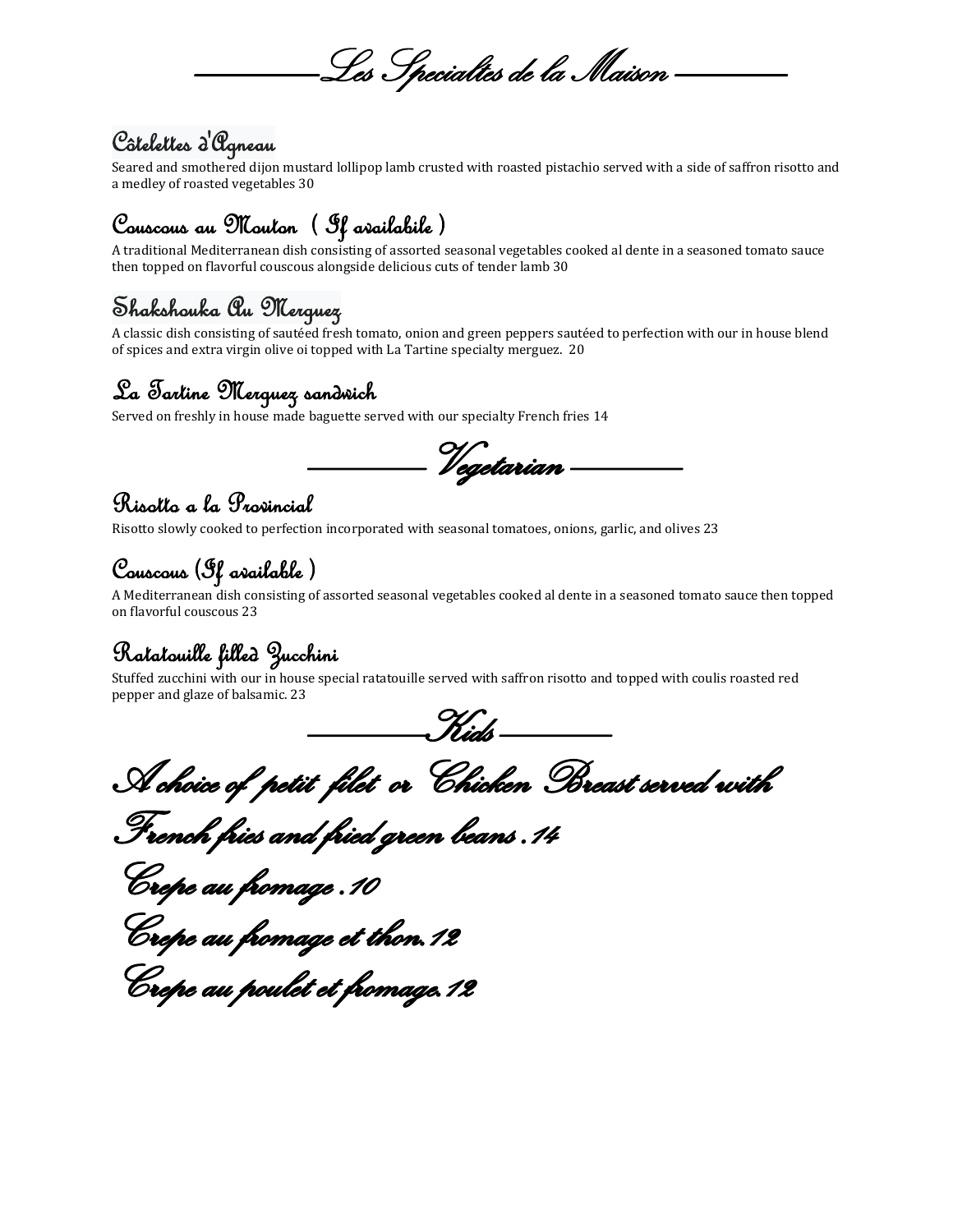# Les SpeciaLtes de la Maison

## Côtelettes d'Agneau

Seared and smothered dijon mustard lollipop lamb crusted with roasted pistachio served with a side of saffron risotto and a medley of roasted vegetables 30

## Couscous au Mouton ( If availabile )

A traditional Mediterranean dish consisting of assorted seasonal vegetables cooked al dente in a seasoned tomato sauce then topped on flavorful couscous alongside delicious cuts of tender lamb 30

## Shakshouka Au Merguez

A classic dish consisting of sautéed fresh tomato, onion and green peppers sautéed to perfection with our in house blend of spices and extra virgin olive oi topped with La Tartine specialty merguez. 20

## La Tartine Merguez sandwich

Served on freshly in house made baguette served with our specialty French fries 14

# Vegetarian

## Risotto a la Provincial

Risotto slowly cooked to perfection incorporated with seasonal tomatoes, onions, garlic, and olives 23

## Couscous (If available )

A Mediterranean dish consisting of assorted seasonal vegetables cooked al dente in a seasoned tomato sauce then topped on flavorful couscous 23

## Ratatouille filled Zucchini

Stuffed zucchini with our in house special ratatouille served with saffron risotto and topped with coulis roasted red pepper and glaze of balsamic. 23

# Kids

A choice of petit filet or Chicken Breast served with French fries and fried green beans .14

Crepe au fromage .10

Crepe au fromage et thon.12

Crepe au poulet et fromage.12